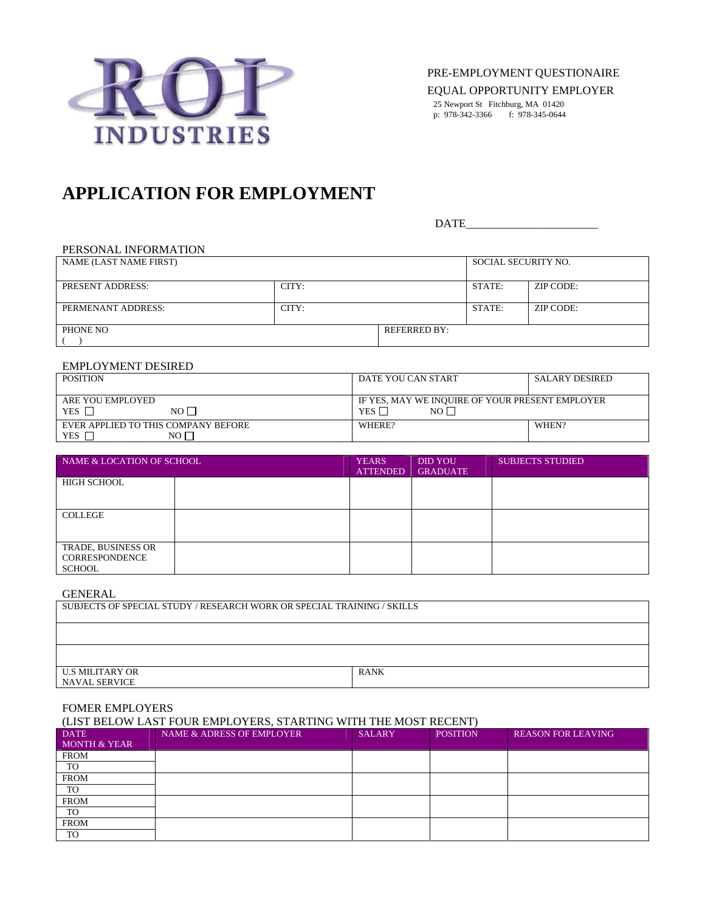ROI INDUSTRIES

PRE-EMPLOYMENT QUESTIONAIRE

EQUAL OPPORTUNITY EMPLOYER

25 Newport St Fitchburg, MA 01420
p: 978-342-3366 f: 978-345-0644

# APPLICATION FOR EMPLOYMENT

DATE______________________

PERSONAL INFORMATION

| NAME (LAST NAME FIRST) | | | SOCIAL SECURITY NO. | |
|---|---|---|---|---|
| PRESENT ADDRESS: | CITY: | | STATE: | ZIP CODE: |
| PERMENANT ADDRESS: | CITY: | | STATE: | ZIP CODE: |
| PHONE NO ( ) | | REFERRED BY: | | |

EMPLOYMENT DESIRED

| POSITION | DATE YOU CAN START | SALARY DESIRED |
|---|---|---|
| ARE YOU EMPLOYED YES ☐ NO ☐ | IF YES, MAY WE INQUIRE OF YOUR PRESENT EMPLOYER YES ☐ NO ☐ | |
| EVER APPLIED TO THIS COMPANY BEFORE YES ☐ NO ☐ | WHERE? | WHEN? |

| NAME & LOCATION OF SCHOOL | | YEARS ATTENDED | DID YOU GRADUATE | SUBJECTS STUDIED |
|---|---|---|---|---|
| HIGH SCHOOL | | | | |
| COLLEGE | | | | |
| TRADE, BUSINESS OR CORRESPONDENCE SCHOOL | | | | |

GENERAL

| SUBJECTS OF SPECIAL STUDY / RESEARCH WORK OR SPECIAL TRAINING / SKILLS | |
|---|---|
| | |
| | |
| U.S MILITARY OR NAVAL SERVICE | RANK |

FOMER EMPLOYERS

(LIST BELOW LAST FOUR EMPLOYERS, STARTING WITH THE MOST RECENT)

| DATE MONTH & YEAR | NAME & ADRESS OF EMPLOYER | SALARY | POSITION | REASON FOR LEAVING |
|---|---|---|---|---|
| FROM | | | | |
| TO | | | | |
| FROM | | | | |
| TO | | | | |
| FROM | | | | |
| TO | | | | |
| FROM | | | | |
| TO | | | | |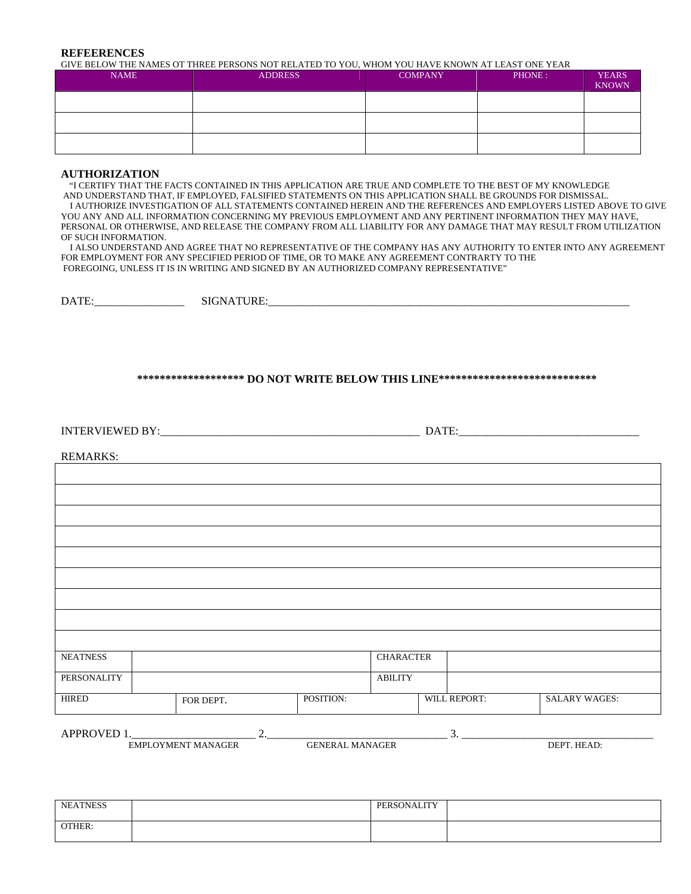**REFEERENCES**

GIVE BELOW THE NAMES OT THREE PERSONS NOT RELATED TO YOU, WHOM YOU HAVE KNOWN AT LEAST ONE YEAR

| NAME | ADDRESS | COMPANY | PHONE : | YEARS KNOWN |
|---|---|---|---|---|
| | | | | |
| | | | | |
| | | | | |

**AUTHORIZATION**

"I CERTIFY THAT THE FACTS CONTAINED IN THIS APPLICATION ARE TRUE AND COMPLETE TO THE BEST OF MY KNOWLEDGE AND UNDERSTAND THAT, IF EMPLOYED, FALSIFIED STATEMENTS ON THIS APPLICATION SHALL BE GROUNDS FOR DISMISSAL.

I AUTHORIZE INVESTIGATION OF ALL STATEMENTS CONTAINED HEREIN AND THE REFERENCES AND EMPLOYERS LISTED ABOVE TO GIVE YOU ANY AND ALL INFORMATION CONCERNING MY PREVIOUS EMPLOYMENT AND ANY PERTINENT INFORMATION THEY MAY HAVE, PERSONAL OR OTHERWISE, AND RELEASE THE COMPANY FROM ALL LIABILITY FOR ANY DAMAGE THAT MAY RESULT FROM UTILIZATION OF SUCH INFORMATION.

I ALSO UNDERSTAND AND AGREE THAT NO REPRESENTATIVE OF THE COMPANY HAS ANY AUTHORITY TO ENTER INTO ANY AGREEMENT FOR EMPLOYMENT FOR ANY SPECIFIED PERIOD OF TIME, OR TO MAKE ANY AGREEMENT CONTRARTY TO THE FOREGOING, UNLESS IT IS IN WRITING AND SIGNED BY AN AUTHORIZED COMPANY REPRESENTATIVE"

DATE:________________ SIGNATURE:____________________________________________________________________

**\*\*\*\*\*\*\*\*\*\*\*\*\*\*\*\*\*\*\* DO NOT WRITE BELOW THIS LINE\*\*\*\*\*\*\*\*\*\*\*\*\*\*\*\*\*\*\*\*\*\*\*\*\*\*\*\*\***

INTERVIEWED BY:_______________________________________________ DATE:_______________________________

REMARKS:

| | | | | | |
|---|---|---|---|---|---|
| | | | | | |
| | | | | | |
| | | | | | |
| | | | | | |
| | | | | | |
| | | | | | |
| | | | | | |
| | | | | | |
| | | | | | |
| NEATNESS | | | CHARACTER | | |
| PERSONALITY | | | ABILITY | | |
| HIRED | FOR DEPT. | POSITION: | | WILL REPORT: | SALARY WAGES: |

APPROVED 1.______________________ 2.________________________________ 3. __________________________________

EMPLOYMENT MANAGER GENERAL MANAGER DEPT. HEAD:

| | | | |
|---|---|---|---|
| NEATNESS | | PERSONALITY | |
| OTHER: | | | |